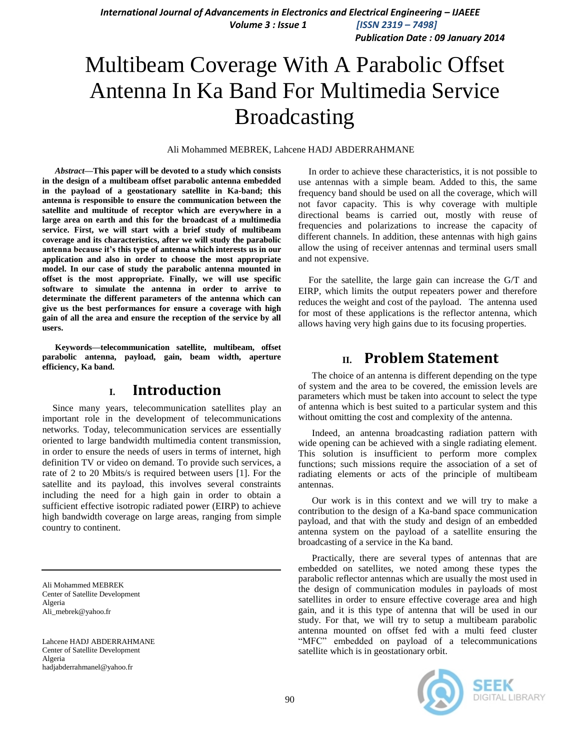# Multibeam Coverage With A Parabolic Offset Antenna In Ka Band For Multimedia Service Broadcasting

Ali Mohammed MEBREK, Lahcene HADJ ABDERRAHMANE

***Abstract*—This paper will be devoted to a study which consists in the design of a multibeam offset parabolic antenna embedded in the payload of a geostationary satellite in Ka-band; this antenna is responsible to ensure the communication between the satellite and multitude of receptor which are everywhere in a large area on earth and this for the broadcast of a multimedia service. First, we will start with a brief study of multibeam coverage and its characteristics, after we will study the parabolic antenna because it's this type of antenna which interests us in our application and also in order to choose the most appropriate model. In our case of study the parabolic antenna mounted in offset is the most appropriate. Finally, we will use specific software to simulate the antenna in order to arrive to determinate the different parameters of the antenna which can give us the best performances for ensure a coverage with high gain of all the area and ensure the reception of the service by all users.**

**Keywords—telecommunication satellite, multibeam, offset parabolic antenna, payload, gain, beam width, aperture efficiency, Ka band.**

## I. Introduction

Since many years, telecommunication satellites play an important role in the development of telecommunications networks. Today, telecommunication services are essentially oriented to large bandwidth multimedia content transmission, in order to ensure the needs of users in terms of internet, high definition TV or video on demand. To provide such services, a rate of 2 to 20 Mbits/s is required between users [1]. For the satellite and its payload, this involves several constraints including the need for a high gain in order to obtain a sufficient effective isotropic radiated power (EIRP) to achieve high bandwidth coverage on large areas, ranging from simple country to continent.

Ali Mohammed MEBREK
Center of Satellite Development
Algeria
Ali_mebrek@yahoo.fr

Lahcene HADJ ABDERRAHMANE
Center of Satellite Development
Algeria
hadjabderrahmanel@yahoo.fr

In order to achieve these characteristics, it is not possible to use antennas with a simple beam. Added to this, the same frequency band should be used on all the coverage, which will not favor capacity. This is why coverage with multiple directional beams is carried out, mostly with reuse of frequencies and polarizations to increase the capacity of different channels. In addition, these antennas with high gains allow the using of receiver antennas and terminal users small and not expensive.

For the satellite, the large gain can increase the G/T and EIRP, which limits the output repeaters power and therefore reduces the weight and cost of the payload. The antenna used for most of these applications is the reflector antenna, which allows having very high gains due to its focusing properties.

## II. Problem Statement

The choice of an antenna is different depending on the type of system and the area to be covered, the emission levels are parameters which must be taken into account to select the type of antenna which is best suited to a particular system and this without omitting the cost and complexity of the antenna.

Indeed, an antenna broadcasting radiation pattern with wide opening can be achieved with a single radiating element. This solution is insufficient to perform more complex functions; such missions require the association of a set of radiating elements or acts of the principle of multibeam antennas.

Our work is in this context and we will try to make a contribution to the design of a Ka-band space communication payload, and that with the study and design of an embedded antenna system on the payload of a satellite ensuring the broadcasting of a service in the Ka band.

Practically, there are several types of antennas that are embedded on satellites, we noted among these types the parabolic reflector antennas which are usually the most used in the design of communication modules in payloads of most satellites in order to ensure effective coverage area and high gain, and it is this type of antenna that will be used in our study. For that, we will try to setup a multibeam parabolic antenna mounted on offset fed with a multi feed cluster "MFC" embedded on payload of a telecommunications satellite which is in geostationary orbit.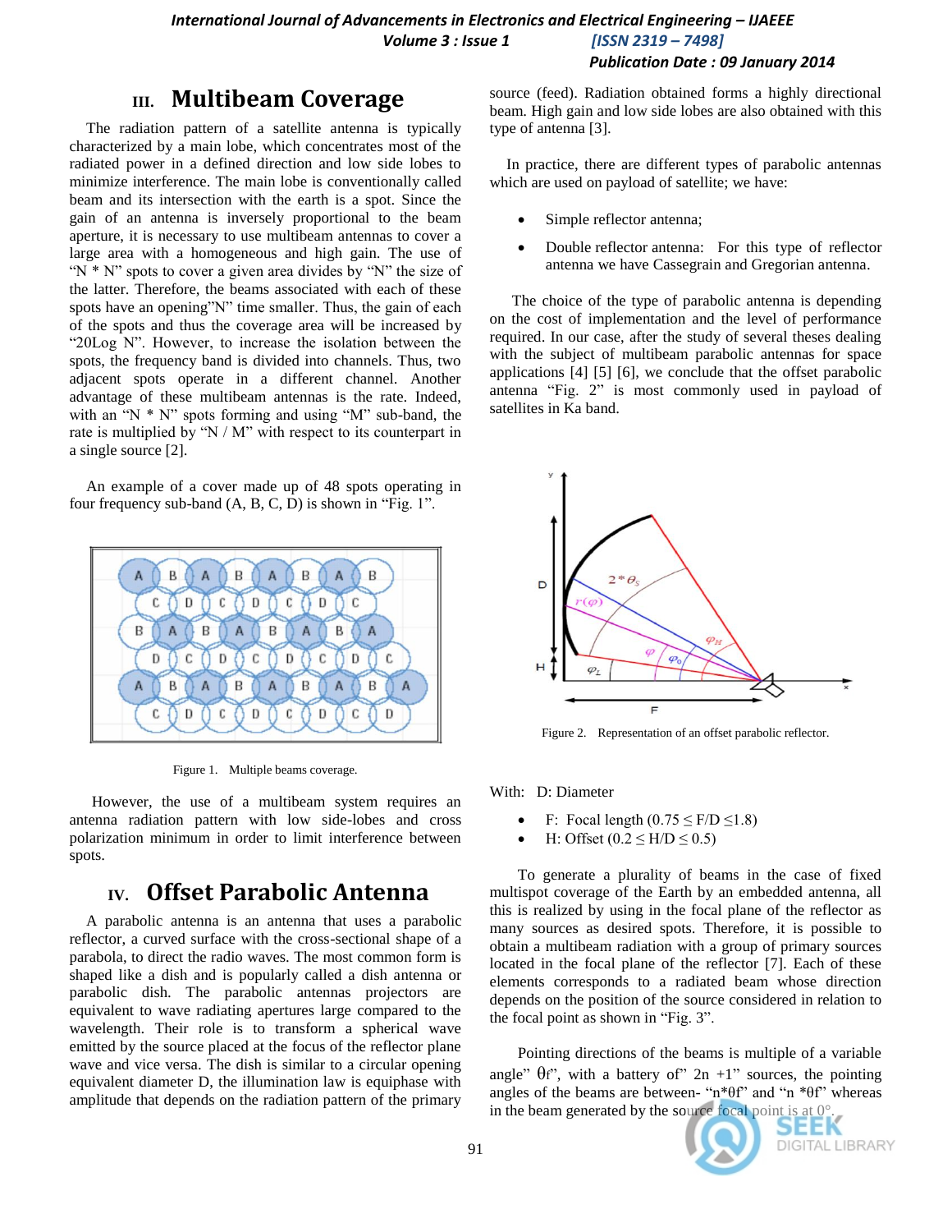## III. Multibeam Coverage

The radiation pattern of a satellite antenna is typically characterized by a main lobe, which concentrates most of the radiated power in a defined direction and low side lobes to minimize interference. The main lobe is conventionally called beam and its intersection with the earth is a spot. Since the gain of an antenna is inversely proportional to the beam aperture, it is necessary to use multibeam antennas to cover a large area with a homogeneous and high gain. The use of "N * N" spots to cover a given area divides by "N" the size of the latter. Therefore, the beams associated with each of these spots have an opening"N" time smaller. Thus, the gain of each of the spots and thus the coverage area will be increased by "20Log N". However, to increase the isolation between the spots, the frequency band is divided into channels. Thus, two adjacent spots operate in a different channel. Another advantage of these multibeam antennas is the rate. Indeed, with an "N * N" spots forming and using "M" sub-band, the rate is multiplied by "N / M" with respect to its counterpart in a single source [2].

An example of a cover made up of 48 spots operating in four frequency sub-band (A, B, C, D) is shown in "Fig. 1".

Figure 1. Multiple beams coverage.

However, the use of a multibeam system requires an antenna radiation pattern with low side-lobes and cross polarization minimum in order to limit interference between spots.

## IV. Offset Parabolic Antenna

A parabolic antenna is an antenna that uses a parabolic reflector, a curved surface with the cross-sectional shape of a parabola, to direct the radio waves. The most common form is shaped like a dish and is popularly called a dish antenna or parabolic dish. The parabolic antennas projectors are equivalent to wave radiating apertures large compared to the wavelength. Their role is to transform a spherical wave emitted by the source placed at the focus of the reflector plane wave and vice versa. The dish is similar to a circular opening equivalent diameter D, the illumination law is equiphase with amplitude that depends on the radiation pattern of the primary source (feed). Radiation obtained forms a highly directional beam. High gain and low side lobes are also obtained with this type of antenna [3].

In practice, there are different types of parabolic antennas which are used on payload of satellite; we have:

- Simple reflector antenna;
- Double reflector antenna: For this type of reflector antenna we have Cassegrain and Gregorian antenna.

The choice of the type of parabolic antenna is depending on the cost of implementation and the level of performance required. In our case, after the study of several theses dealing with the subject of multibeam parabolic antennas for space applications [4] [5] [6], we conclude that the offset parabolic antenna "Fig. 2" is most commonly used in payload of satellites in Ka band.

Figure 2. Representation of an offset parabolic reflector.

With: D: Diameter

- F: Focal length ($0.75 \leq F/D \leq 1.8$)
- H: Offset ($0.2 \leq H/D \leq 0.5$)

To generate a plurality of beams in the case of fixed multispot coverage of the Earth by an embedded antenna, all this is realized by using in the focal plane of the reflector as many sources as desired spots. Therefore, it is possible to obtain a multibeam radiation with a group of primary sources located in the focal plane of the reflector [7]. Each of these elements corresponds to a radiated beam whose direction depends on the position of the source considered in relation to the focal point as shown in "Fig. 3".

Pointing directions of the beams is multiple of a variable angle" $\theta_f$", with a battery of" 2n +1" sources, the pointing angles of the beams are between- "$n*\theta_f$" and "$n*\theta_f$" whereas in the beam generated by the source focal point is at 0°.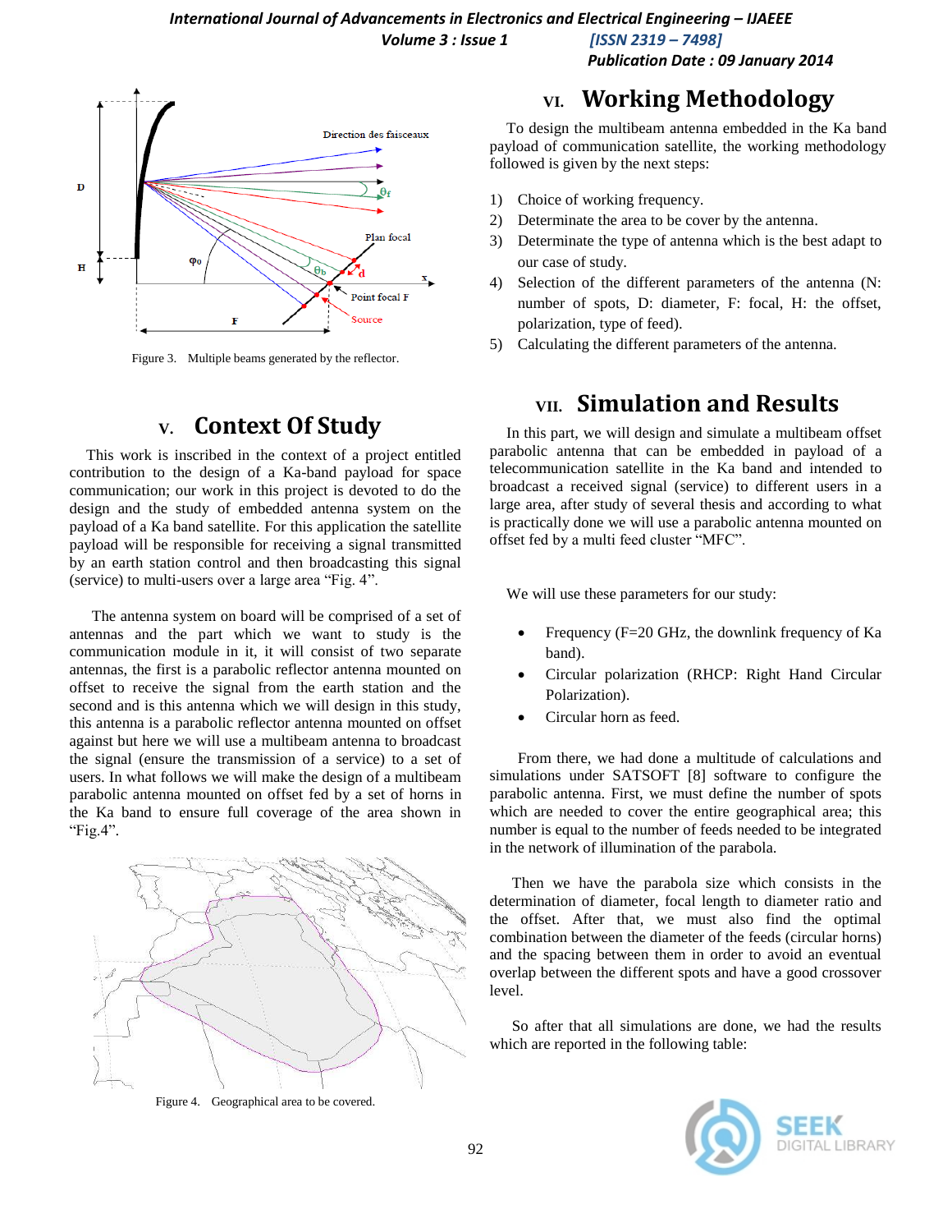Figure 3. Multiple beams generated by the reflector.

## V. Context Of Study

This work is inscribed in the context of a project entitled contribution to the design of a Ka-band payload for space communication; our work in this project is devoted to do the design and the study of embedded antenna system on the payload of a Ka band satellite. For this application the satellite payload will be responsible for receiving a signal transmitted by an earth station control and then broadcasting this signal (service) to multi-users over a large area "Fig. 4".

The antenna system on board will be comprised of a set of antennas and the part which we want to study is the communication module in it, it will consist of two separate antennas, the first is a parabolic reflector antenna mounted on offset to receive the signal from the earth station and the second and is this antenna which we will design in this study, this antenna is a parabolic reflector antenna mounted on offset against but here we will use a multibeam antenna to broadcast the signal (ensure the transmission of a service) to a set of users. In what follows we will make the design of a multibeam parabolic antenna mounted on offset fed by a set of horns in the Ka band to ensure full coverage of the area shown in "Fig.4".

Figure 4. Geographical area to be covered.

## VI. Working Methodology

To design the multibeam antenna embedded in the Ka band payload of communication satellite, the working methodology followed is given by the next steps:

1) Choice of working frequency.
2) Determinate the area to be cover by the antenna.
3) Determinate the type of antenna which is the best adapt to our case of study.
4) Selection of the different parameters of the antenna (N: number of spots, D: diameter, F: focal, H: the offset, polarization, type of feed).
5) Calculating the different parameters of the antenna.

## VII. Simulation and Results

In this part, we will design and simulate a multibeam offset parabolic antenna that can be embedded in payload of a telecommunication satellite in the Ka band and intended to broadcast a received signal (service) to different users in a large area, after study of several thesis and according to what is practically done we will use a parabolic antenna mounted on offset fed by a multi feed cluster "MFC".

We will use these parameters for our study:

- Frequency (F=20 GHz, the downlink frequency of Ka band).
- Circular polarization (RHCP: Right Hand Circular Polarization).
- Circular horn as feed.

From there, we had done a multitude of calculations and simulations under SATSOFT [8] software to configure the parabolic antenna. First, we must define the number of spots which are needed to cover the entire geographical area; this number is equal to the number of feeds needed to be integrated in the network of illumination of the parabola.

Then we have the parabola size which consists in the determination of diameter, focal length to diameter ratio and the offset. After that, we must also find the optimal combination between the diameter of the feeds (circular horns) and the spacing between them in order to avoid an eventual overlap between the different spots and have a good crossover level.

So after that all simulations are done, we had the results which are reported in the following table: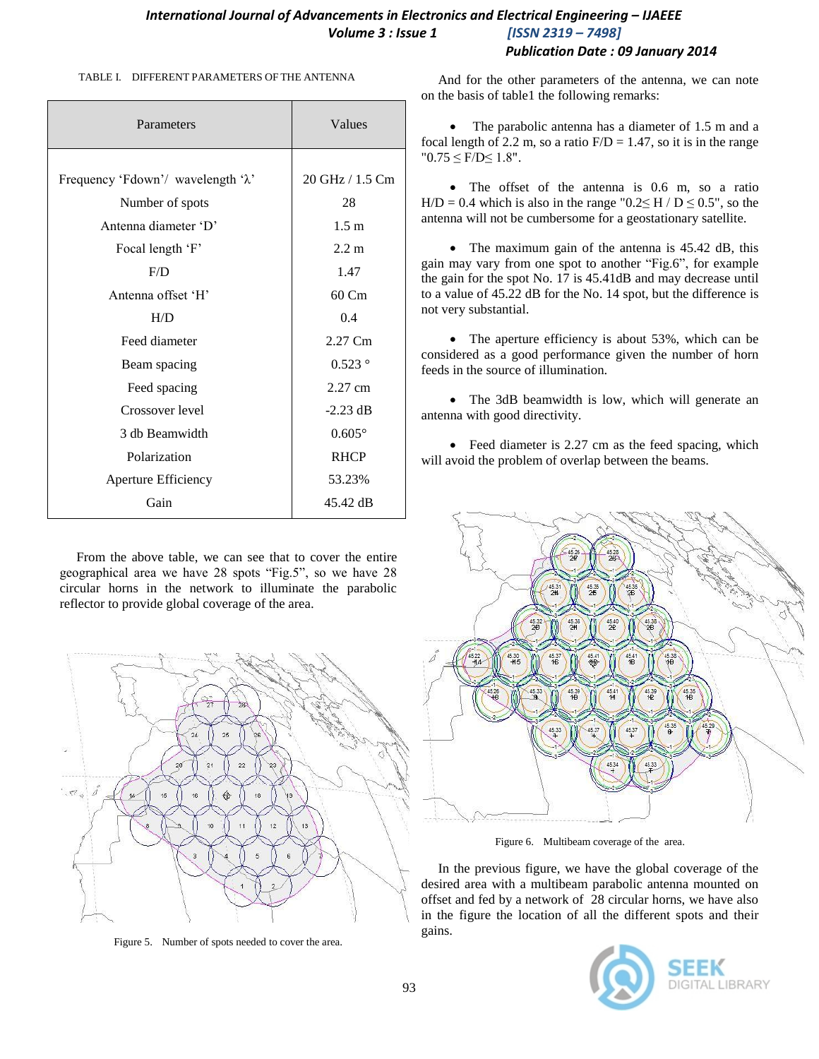TABLE I. DIFFERENT PARAMETERS OF THE ANTENNA

| Parameters | Values |
|---|---|
| Frequency 'Fdown'/ wavelength 'λ' | 20 GHz / 1.5 Cm |
| Number of spots | 28 |
| Antenna diameter 'D' | 1.5 m |
| Focal length 'F' | 2.2 m |
| F/D | 1.47 |
| Antenna offset 'H' | 60 Cm |
| H/D | 0.4 |
| Feed diameter | 2.27 Cm |
| Beam spacing | 0.523 ° |
| Feed spacing | 2.27 cm |
| Crossover level | -2.23 dB |
| 3 db Beamwidth | 0.605° |
| Polarization | RHCP |
| Aperture Efficiency | 53.23% |
| Gain | 45.42 dB |

From the above table, we can see that to cover the entire geographical area we have 28 spots "Fig.5", so we have 28 circular horns in the network to illuminate the parabolic reflector to provide global coverage of the area.

Figure 5. Number of spots needed to cover the area.

And for the other parameters of the antenna, we can note on the basis of table1 the following remarks:

- The parabolic antenna has a diameter of 1.5 m and a focal length of 2.2 m, so a ratio F/D = 1.47, so it is in the range "$0.75 \leq F/D \leq 1.8$".

- The offset of the antenna is 0.6 m, so a ratio H/D = 0.4 which is also in the range "$0.2 \leq H / D \leq 0.5$", so the antenna will not be cumbersome for a geostationary satellite.

- The maximum gain of the antenna is 45.42 dB, this gain may vary from one spot to another "Fig.6", for example the gain for the spot No. 17 is 45.41dB and may decrease until to a value of 45.22 dB for the No. 14 spot, but the difference is not very substantial.

- The aperture efficiency is about 53%, which can be considered as a good performance given the number of horn feeds in the source of illumination.

- The 3dB beamwidth is low, which will generate an antenna with good directivity.

- Feed diameter is 2.27 cm as the feed spacing, which will avoid the problem of overlap between the beams.

Figure 6. Multibeam coverage of the area.

In the previous figure, we have the global coverage of the desired area with a multibeam parabolic antenna mounted on offset and fed by a network of 28 circular horns, we have also in the figure the location of all the different spots and their gains.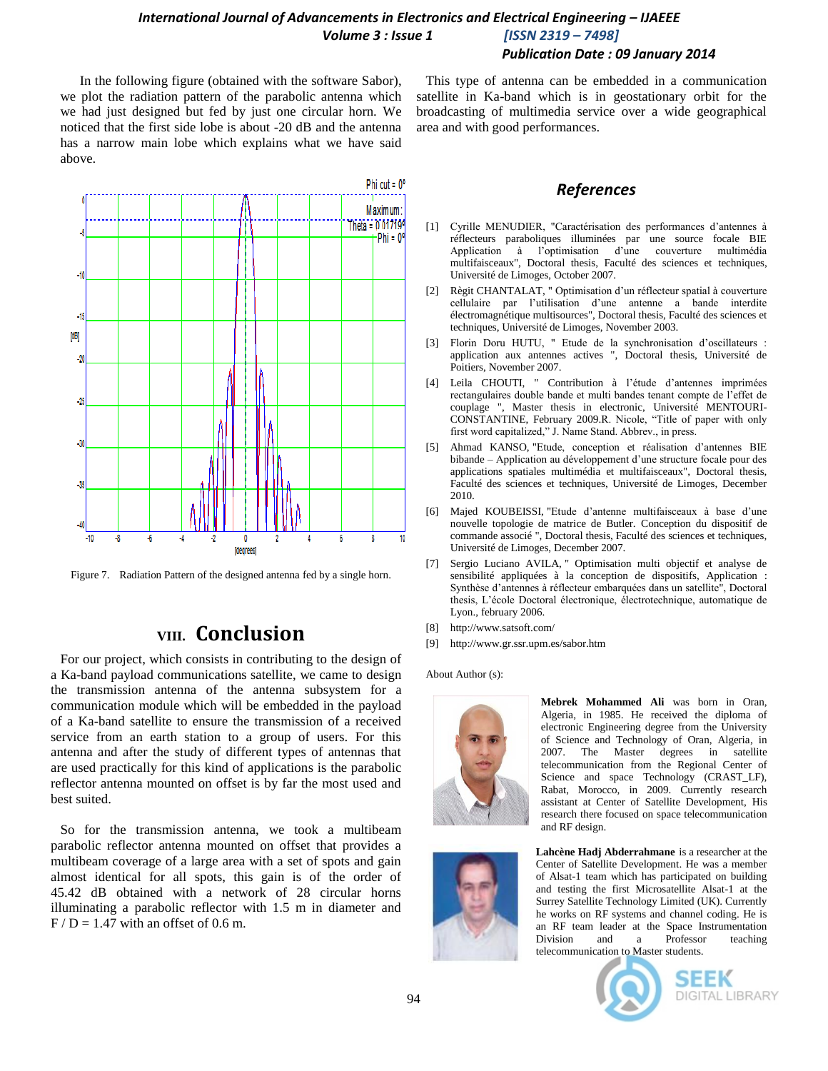In the following figure (obtained with the software Sabor), we plot the radiation pattern of the parabolic antenna which we had just designed but fed by just one circular horn. We noticed that the first side lobe is about -20 dB and the antenna has a narrow main lobe which explains what we have said above.

Phi cut = 0°

Maximum:
Theta = 0.01719°
Phi = 0°

[dB]

[degrees]

Figure 7. Radiation Pattern of the designed antenna fed by a single horn.

# VIII. Conclusion

For our project, which consists in contributing to the design of a Ka-band payload communications satellite, we came to design the transmission antenna of the antenna subsystem for a communication module which will be embedded in the payload of a Ka-band satellite to ensure the transmission of a received service from an earth station to a group of users. For this antenna and after the study of different types of antennas that are used practically for this kind of applications is the parabolic reflector antenna mounted on offset is by far the most used and best suited.

So for the transmission antenna, we took a multibeam parabolic reflector antenna mounted on offset that provides a multibeam coverage of a large area with a set of spots and gain almost identical for all spots, this gain is of the order of 45.42 dB obtained with a network of 28 circular horns illuminating a parabolic reflector with 1.5 m in diameter and F / D = 1.47 with an offset of 0.6 m.

This type of antenna can be embedded in a communication satellite in Ka-band which is in geostationary orbit for the broadcasting of multimedia service over a wide geographical area and with good performances.

## References

[1] Cyrille MENUDIER, "Caractérisation des performances d'antennes à réflecteurs paraboliques illuminées par une source focale BIE Application à l'optimisation d'une couverture multimédia multifaisceaux", Doctoral thesis, Faculté des sciences et techniques, Université de Limoges, October 2007.

[2] Règit CHANTALAT, " Optimisation d'un réflecteur spatial à couverture cellulaire par l'utilisation d'une antenne a bande interdite électromagnétique multisources", Doctoral thesis, Faculté des sciences et techniques, Université de Limoges, November 2003.

[3] Florin Doru HUTU, " Etude de la synchronisation d'oscillateurs : application aux antennes actives ", Doctoral thesis, Université de Poitiers, November 2007.

[4] Leila CHOUTI, " Contribution à l'étude d'antennes imprimées rectangulaires double bande et multi bandes tenant compte de l'effet de couplage ", Master thesis in electronic, Université MENTOURI-CONSTANTINE, February 2009.R. Nicole, "Title of paper with only first word capitalized," J. Name Stand. Abbrev., in press.

[5] Ahmad KANSO, "Etude, conception et réalisation d'antennes BIE bibande – Application au développement d'une structure focale pour des applications spatiales multimédia et multifaisceaux", Doctoral thesis, Faculté des sciences et techniques, Université de Limoges, December 2010.

[6] Majed KOUBEISSI, "Etude d'antenne multifaisceaux à base d'une nouvelle topologie de matrice de Butler. Conception du dispositif de commande associé ", Doctoral thesis, Faculté des sciences et techniques, Université de Limoges, December 2007.

[7] Sergio Luciano AVILA, " Optimisation multi objectif et analyse de sensibilité appliquées à la conception de dispositifs, Application : Synthèse d'antennes à réflecteur embarquées dans un satellite", Doctoral thesis, L'école Doctoral électronique, électrotechnique, automatique de Lyon., february 2006.

[8] http://www.satsoft.com/

[9] http://www.gr.ssr.upm.es/sabor.htm

About Author (s):

**Mebrek Mohammed Ali** was born in Oran, Algeria, in 1985. He received the diploma of electronic Engineering degree from the University of Science and Technology of Oran, Algeria, in 2007. The Master degrees in satellite telecommunication from the Regional Center of Science and space Technology (CRAST_LF), Rabat, Morocco, in 2009. Currently research assistant at Center of Satellite Development, His research there focused on space telecommunication and RF design.

**Lahcène Hadj Abderrahmane** is a researcher at the Center of Satellite Development. He was a member of Alsat-1 team which has participated on building and testing the first Microsatellite Alsat-1 at the Surrey Satellite Technology Limited (UK). Currently he works on RF systems and channel coding. He is an RF team leader at the Space Instrumentation Division and a Professor teaching telecommunication to Master students.